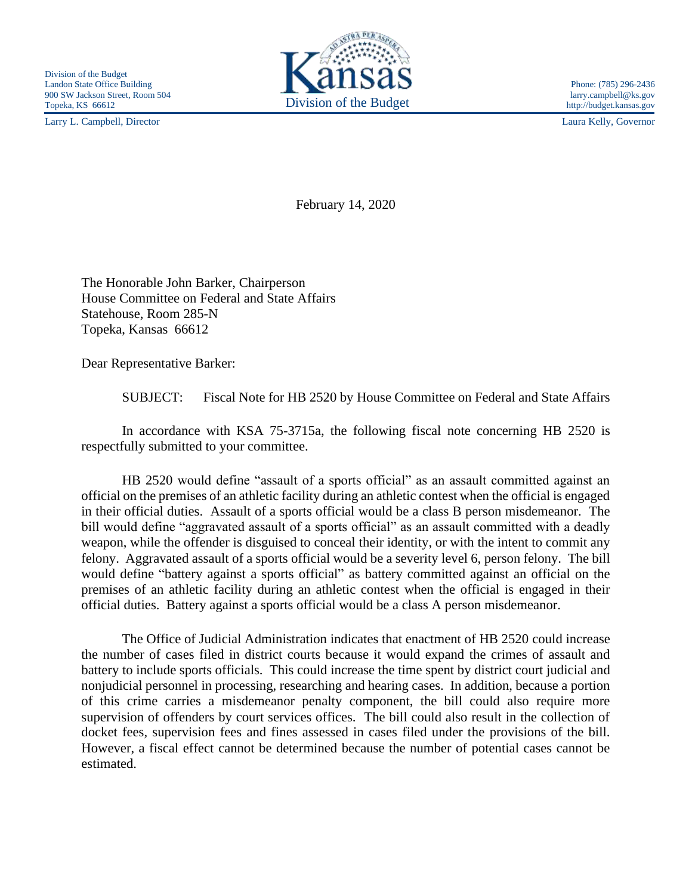Division of the Budget
Landon State Office Building
900 SW Jackson Street, Room 504
Topeka, KS 66612

Kansas
Division of the Budget

Phone: (785) 296-2436
larry.campbell@ks.gov
http://budget.kansas.gov

Larry L. Campbell, Director

Laura Kelly, Governor

February 14, 2020

The Honorable John Barker, Chairperson
House Committee on Federal and State Affairs
Statehouse, Room 285-N
Topeka, Kansas 66612

Dear Representative Barker:

SUBJECT: Fiscal Note for HB 2520 by House Committee on Federal and State Affairs

In accordance with KSA 75-3715a, the following fiscal note concerning HB 2520 is respectfully submitted to your committee.

HB 2520 would define "assault of a sports official" as an assault committed against an official on the premises of an athletic facility during an athletic contest when the official is engaged in their official duties. Assault of a sports official would be a class B person misdemeanor. The bill would define "aggravated assault of a sports official" as an assault committed with a deadly weapon, while the offender is disguised to conceal their identity, or with the intent to commit any felony. Aggravated assault of a sports official would be a severity level 6, person felony. The bill would define "battery against a sports official" as battery committed against an official on the premises of an athletic facility during an athletic contest when the official is engaged in their official duties. Battery against a sports official would be a class A person misdemeanor.

The Office of Judicial Administration indicates that enactment of HB 2520 could increase the number of cases filed in district courts because it would expand the crimes of assault and battery to include sports officials. This could increase the time spent by district court judicial and nonjudicial personnel in processing, researching and hearing cases. In addition, because a portion of this crime carries a misdemeanor penalty component, the bill could also require more supervision of offenders by court services offices. The bill could also result in the collection of docket fees, supervision fees and fines assessed in cases filed under the provisions of the bill. However, a fiscal effect cannot be determined because the number of potential cases cannot be estimated.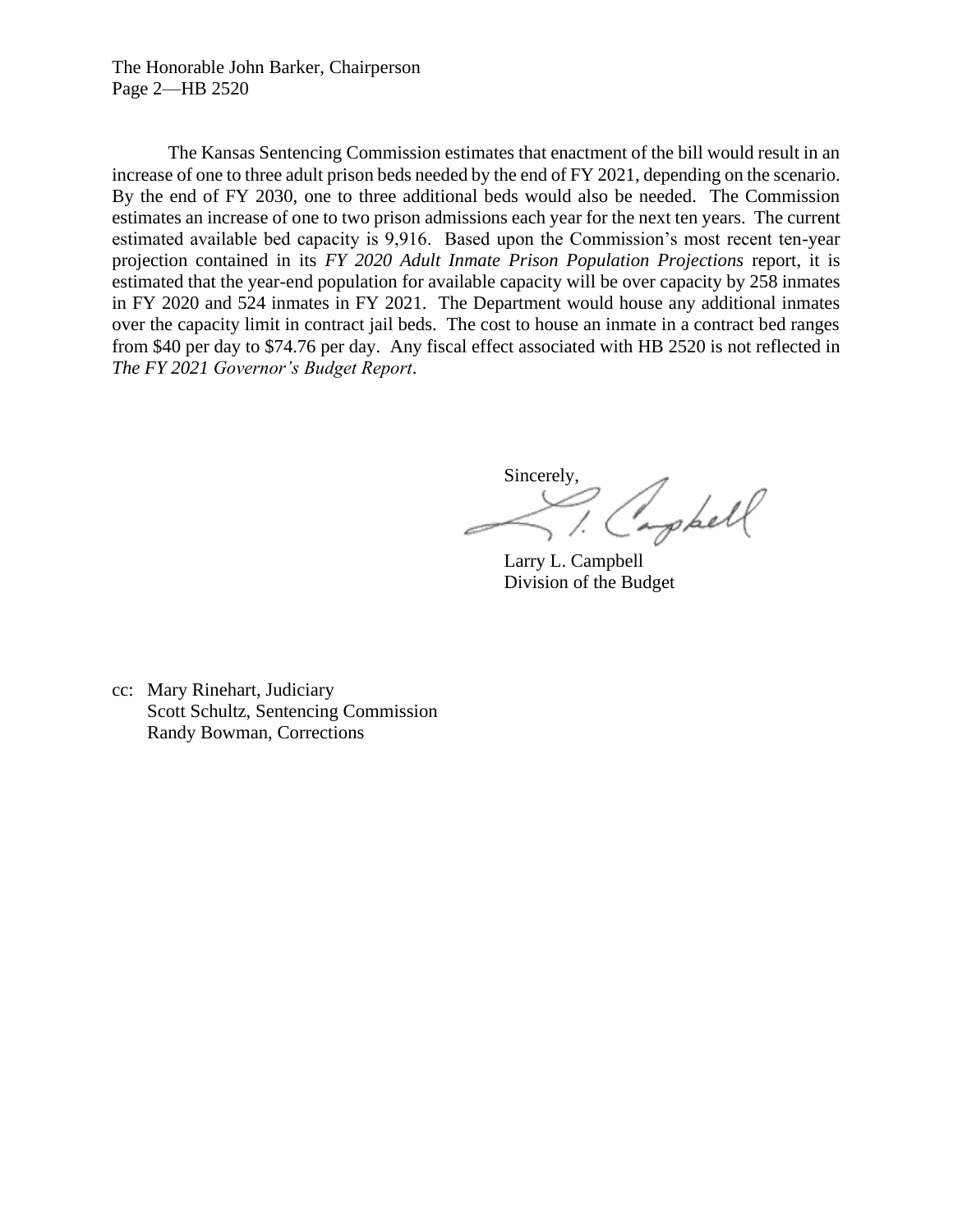The Kansas Sentencing Commission estimates that enactment of the bill would result in an increase of one to three adult prison beds needed by the end of FY 2021, depending on the scenario. By the end of FY 2030, one to three additional beds would also be needed. The Commission estimates an increase of one to two prison admissions each year for the next ten years. The current estimated available bed capacity is 9,916. Based upon the Commission's most recent ten-year projection contained in its *FY 2020 Adult Inmate Prison Population Projections* report, it is estimated that the year-end population for available capacity will be over capacity by 258 inmates in FY 2020 and 524 inmates in FY 2021. The Department would house any additional inmates over the capacity limit in contract jail beds. The cost to house an inmate in a contract bed ranges from $40 per day to $74.76 per day. Any fiscal effect associated with HB 2520 is not reflected in *The FY 2021 Governor's Budget Report*.

Sincerely,

Larry L. Campbell
Division of the Budget

cc: Mary Rinehart, Judiciary
Scott Schultz, Sentencing Commission
Randy Bowman, Corrections